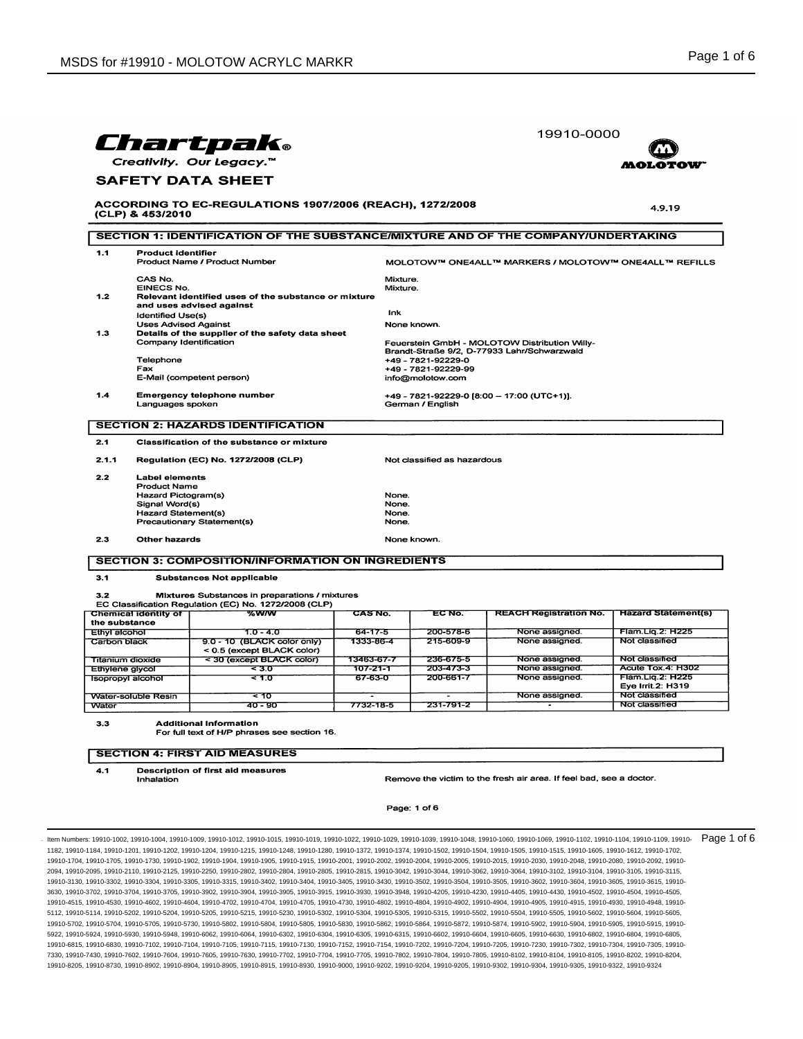**Chartpak®**
*Creativity. Our Legacy.™*

19910-0000

MOLOTOW™

## SAFETY DATA SHEET

**ACCORDING TO EC-REGULATIONS 1907/2006 (REACH), 1272/2008 (CLP) & 453/2010**

4.9.19

## SECTION 1: IDENTIFICATION OF THE SUBSTANCE/MIXTURE AND OF THE COMPANY/UNDERTAKING

**1.1 Product identifier**

Product Name / Product Number: MOLOTOW™ ONE4ALL™ MARKERS / MOLOTOW™ ONE4ALL™ REFILLS

CAS No.: Mixture.
EINECS No.: Mixture.

**1.2 Relevant identified uses of the substance or mixture and uses advised against**

Identified Use(s): Ink
Uses Advised Against: None known.

**1.3 Details of the supplier of the safety data sheet**

Company Identification: Feuerstein GmbH - MOLOTOW Distribution Willy-Brandt-Straße 9/2, D-77933 Lahr/Schwarzwald

Telephone: +49 - 7821-92229-0
Fax: +49 - 7821-92229-99
E-Mail (competent person): info@molotow.com

**1.4 Emergency telephone number**: +49 - 7821-92229-0 [8:00 – 17:00 (UTC+1)].
Languages spoken: German / English

## SECTION 2: HAZARDS IDENTIFICATION

**2.1 Classification of the substance or mixture**

**2.1.1 Regulation (EC) No. 1272/2008 (CLP)**: Not classified as hazardous

**2.2 Label elements**

Product Name
Hazard Pictogram(s): None.
Signal Word(s): None.
Hazard Statement(s): None.
Precautionary Statement(s): None.

**2.3 Other hazards**: None known.

## SECTION 3: COMPOSITION/INFORMATION ON INGREDIENTS

**3.1 Substances Not applicable**

**3.2 Mixtures** Substances in preparations / mixtures
EC Classification Regulation (EC) No. 1272/2008 (CLP)

| Chemical identity of the substance | %W/W | CAS No. | EC No. | REACH Registration No. | Hazard Statement(s) |
|---|---|---|---|---|---|
| Ethyl alcohol | 1.0 - 4.0 | 64-17-5 | 200-578-6 | None assigned. | Flam.Liq.2: H225 |
| Carbon black | 9.0 - 10 (BLACK color only) < 0.5 (except BLACK color) | 1333-86-4 | 215-609-9 | None assigned. | Not classified |
| Titanium dioxide | < 30 (except BLACK color) | 13463-67-7 | 236-675-5 | None assigned. | Not classified |
| Ethylene glycol | < 3.0 | 107-21-1 | 203-473-3 | None assigned. | Acute Tox.4: H302 |
| Isopropyl alcohol | < 1.0 | 67-63-0 | 200-661-7 | None assigned. | Flam.Liq.2: H225 Eye Irrit.2: H319 |
| Water-soluble Resin | < 10 | - | - | None assigned. | Not classified |
| Water | 40 - 90 | 7732-18-5 | 231-791-2 | - | Not classified |

**3.3 Additional Information**
For full text of H/P phrases see section 16.

## SECTION 4: FIRST AID MEASURES

**4.1 Description of first aid measures**

Inhalation: Remove the victim to the fresh air area. If feel bad, see a doctor.

Item Numbers: 19910-1002, 19910-1004, 19910-1009, 19910-1012, 19910-1015, 19910-1019, 19910-1022, 19910-1029, 19910-1039, 19910-1048, 19910-1060, 19910-1069, 19910-1102, 19910-1104, 19910-1109, 19910-1182, 19910-1184, 19910-1201, 19910-1202, 19910-1204, 19910-1215, 19910-1248, 19910-1280, 19910-1372, 19910-1374, 19910-1502, 19910-1504, 19910-1505, 19910-1515, 19910-1605, 19910-1612, 19910-1702, 19910-1704, 19910-1705, 19910-1730, 19910-1902, 19910-1904, 19910-1905, 19910-1915, 19910-2001, 19910-2002, 19910-2004, 19910-2005, 19910-2015, 19910-2030, 19910-2048, 19910-2080, 19910-2092, 19910-2094, 19910-2095, 19910-2110, 19910-2125, 19910-2250, 19910-2802, 19910-2804, 19910-2805, 19910-2815, 19910-3042, 19910-3044, 19910-3062, 19910-3064, 19910-3102, 19910-3104, 19910-3105, 19910-3115, 19910-3130, 19910-3302, 19910-3304, 19910-3305, 19910-3315, 19910-3402, 19910-3404, 19910-3405, 19910-3430, 19910-3502, 19910-3504, 19910-3505, 19910-3602, 19910-3604, 19910-3605, 19910-3615, 19910-3630, 19910-3702, 19910-3704, 19910-3705, 19910-3902, 19910-3904, 19910-3905, 19910-3915, 19910-3930, 19910-3948, 19910-4205, 19910-4230, 19910-4405, 19910-4430, 19910-4502, 19910-4504, 19910-4505, 19910-4515, 19910-4530, 19910-4602, 19910-4604, 19910-4702, 19910-4704, 19910-4705, 19910-4730, 19910-4802, 19910-4804, 19910-4902, 19910-4904, 19910-4905, 19910-4915, 19910-4930, 19910-4948, 19910-5112, 19910-5114, 19910-5202, 19910-5204, 19910-5205, 19910-5215, 19910-5230, 19910-5302, 19910-5304, 19910-5305, 19910-5315, 19910-5502, 19910-5504, 19910-5505, 19910-5602, 19910-5604, 19910-5605, 19910-5702, 19910-5704, 19910-5705, 19910-5730, 19910-5802, 19910-5804, 19910-5805, 19910-5830, 19910-5862, 19910-5864, 19910-5872, 19910-5874, 19910-5902, 19910-5904, 19910-5905, 19910-5915, 19910-5922, 19910-5924, 19910-5930, 19910-5948, 19910-6062, 19910-6064, 19910-6302, 19910-6304, 19910-6305, 19910-6315, 19910-6602, 19910-6604, 19910-6605, 19910-6630, 19910-6802, 19910-6804, 19910-6805, 19910-6815, 19910-6830, 19910-7102, 19910-7104, 19910-7105, 19910-7115, 19910-7130, 19910-7152, 19910-7154, 19910-7202, 19910-7204, 19910-7205, 19910-7230, 19910-7302, 19910-7304, 19910-7305, 19910-7330, 19910-7430, 19910-7602, 19910-7604, 19910-7605, 19910-7630, 19910-7702, 19910-7704, 19910-7705, 19910-7802, 19910-7804, 19910-7805, 19910-8102, 19910-8104, 19910-8105, 19910-8202, 19910-8204, 19910-8205, 19910-8730, 19910-8902, 19910-8904, 19910-8905, 19910-8915, 19910-8930, 19910-9000, 19910-9202, 19910-9204, 19910-9205, 19910-9302, 19910-9304, 19910-9305, 19910-9322, 19910-9324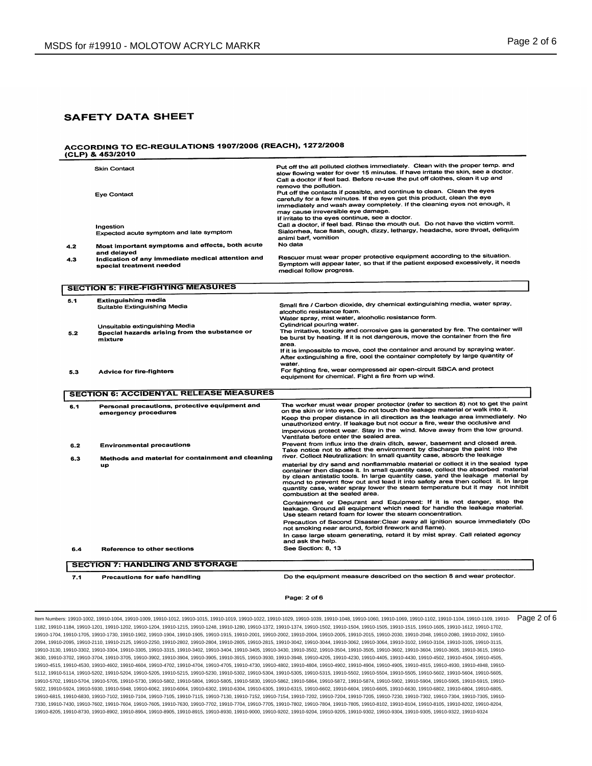# SAFETY DATA SHEET

## ACCORDING TO EC-REGULATIONS 1907/2006 (REACH), 1272/2008 (CLP) & 453/2010

| | | |
|---|---|---|
| | Skin Contact | Put off the all polluted clothes immediately. Clean with the proper temp. and slow flowing water for over 15 minutes. If have irritate the skin, see a doctor. Call a doctor if feel bad. Before re-use the put off clothes, clean it up and remove the pollution. |
| | Eye Contact | Put off the contacts if possible, and continue to clean. Clean the eyes carefully for a few minutes. If the eyes get this product, clean the eye immediately and wash away completely. If the cleaning eyes not enough, it may cause irreversible eye damage. If irritate to the eyes continue, see a doctor. |
| | Ingestion | Call a doctor, if feel bad. Rinse the mouth out. Do not have the victim vomit. |
| | Expected acute symptom and late symptom | Sialorrhea, face flash, cough, dizzy, lethargy, headache, sore throat, deliquim animi barf, vomition |
| 4.2 | **Most important symptoms and effects, both acute and delayed** | No data |
| 4.3 | **Indication of any immediate medical attention and special treatment needed** | Rescuer must wear proper protective equipment according to the situation. Symptom will appear later, so that if the patient exposed excessively, it needs medical follow progress. |

## SECTION 5: FIRE-FIGHTING MEASURES

| | | |
|---|---|---|
| 5.1 | **Extinguishing media** | |
| | Suitable Extinguishing Media | Small fire / Carbon dioxide, dry chemical extinguishing media, water spray, alcoholic resistance foam. Water spray, mist water, alcoholic resistance form. |
| | Unsuitable extinguishing Media | Cylindrical pouring water. |
| 5.2 | **Special hazards arising from the substance or mixture** | The irritative, toxicity and corrosive gas is generated by fire. The container will be burst by heating. If it is not dangerous, move the container from the fire area. If it is impossible to move, cool the container and around by spraying water. After extinguishing a fire, cool the container completely by large quantity of water. |
| 5.3 | **Advice for fire-fighters** | For fighting fire, wear compressed air open-circuit SBCA and protect equipment for chemical. Fight a fire from up wind. |

## SECTION 6: ACCIDENTAL RELEASE MEASURES

| | | |
|---|---|---|
| 6.1 | **Personal precautions, protective equipment and emergency procedures** | The worker must wear proper protector (refer to section 8) not to get the paint on the skin or into eyes. Do not touch the leakage material or walk into it. Keep the proper distance in all direction as the leakage area immediately. No unauthorized entry. If leakage but not occur a fire, wear the occlusive and impervious protect wear. Stay in the wind. Move away from the low ground. Ventilate before enter the sealed area. |
| 6.2 | **Environmental precautions** | Prevent from influx into the drain ditch, sewer, basement and closed area. Take notice not to affect the environment by discharge the paint into the river. |
| 6.3 | **Methods and material for containment and cleaning up** | Collect Neutralization: In small quantity case, absorb the leakage material by dry sand and nonflammable material or collect it in the sealed type container then dispose it. In small quantity case, collect the absorbed material by clean antistatic tools. In large quantity case, yard the leakage material by mound to prevent flow out and lead it into safety area then collect it. In large quantity case, water spray lower the steam temperature but it may not inhibit combustion at the sealed area. Containment or Depurant and Equipment: If it is not danger, stop the leakage. Ground all equipment which need for handle the leakage material. Use steam retard foam for lower the steam concentration. Precaution of Second Disaster:Clear away all ignition source immediately (Do not smoking near around, forbid firework and flame). In case large steam generating, retard it by mist spray. Call related agency and ask the help. |
| 6.4 | **Reference to other sections** | See Section: 8, 13 |

## SECTION 7: HANDLING AND STORAGE

| | | |
|---|---|---|
| 7.1 | **Precautions for safe handling** | Do the equipment measure described on the section 8 and wear protector. |

Item Numbers: 19910-1002, 19910-1004, 19910-1009, 19910-1012, 19910-1015, 19910-1019, 19910-1022, 19910-1029, 19910-1039, 19910-1048, 19910-1060, 19910-1069, 19910-1102, 19910-1104, 19910-1109, 19910-1182, 19910-1184, 19910-1201, 19910-1202, 19910-1204, 19910-1215, 19910-1248, 19910-1280, 19910-1372, 19910-1374, 19910-1502, 19910-1504, 19910-1505, 19910-1515, 19910-1605, 19910-1612, 19910-1702, 19910-1704, 19910-1705, 19910-1730, 19910-1902, 19910-1904, 19910-1905, 19910-1915, 19910-2001, 19910-2002, 19910-2004, 19910-2005, 19910-2015, 19910-2030, 19910-2048, 19910-2080, 19910-2092, 19910-2094, 19910-2095, 19910-2110, 19910-2125, 19910-2250, 19910-2802, 19910-2804, 19910-2805, 19910-2815, 19910-3042, 19910-3044, 19910-3062, 19910-3064, 19910-3102, 19910-3104, 19910-3105, 19910-3115, 19910-3130, 19910-3302, 19910-3304, 19910-3305, 19910-3315, 19910-3402, 19910-3404, 19910-3405, 19910-3430, 19910-3502, 19910-3504, 19910-3505, 19910-3602, 19910-3604, 19910-3605, 19910-3615, 19910-3630, 19910-3702, 19910-3704, 19910-3705, 19910-3902, 19910-3904, 19910-3905, 19910-3915, 19910-3930, 19910-3948, 19910-4205, 19910-4230, 19910-4405, 19910-4430, 19910-4502, 19910-4504, 19910-4505, 19910-4515, 19910-4530, 19910-4602, 19910-4604, 19910-4702, 19910-4704, 19910-4705, 19910-4730, 19910-4802, 19910-4804, 19910-4902, 19910-4904, 19910-4905, 19910-4915, 19910-4930, 19910-4948, 19910-5112, 19910-5114, 19910-5202, 19910-5204, 19910-5205, 19910-5215, 19910-5230, 19910-5302, 19910-5304, 19910-5305, 19910-5315, 19910-5502, 19910-5504, 19910-5505, 19910-5602, 19910-5604, 19910-5605, 19910-5702, 19910-5704, 19910-5705, 19910-5730, 19910-5802, 19910-5804, 19910-5805, 19910-5830, 19910-5862, 19910-5864, 19910-5872, 19910-5874, 19910-5902, 19910-5904, 19910-5905, 19910-5915, 19910-5922, 19910-5924, 19910-5930, 19910-5948, 19910-6062, 19910-6064, 19910-6302, 19910-6304, 19910-6305, 19910-6315, 19910-6602, 19910-6604, 19910-6605, 19910-6630, 19910-6802, 19910-6804, 19910-6805, 19910-6815, 19910-6830, 19910-7102, 19910-7104, 19910-7105, 19910-7115, 19910-7130, 19910-7152, 19910-7154, 19910-7202, 19910-7204, 19910-7205, 19910-7230, 19910-7302, 19910-7304, 19910-7305, 19910-7330, 19910-7430, 19910-7602, 19910-7604, 19910-7605, 19910-7630, 19910-7702, 19910-7704, 19910-7705, 19910-7802, 19910-7804, 19910-7805, 19910-8102, 19910-8104, 19910-8105, 19910-8202, 19910-8204, 19910-8205, 19910-8730, 19910-8902, 19910-8904, 19910-8905, 19910-8915, 19910-8930, 19910-9000, 19910-9202, 19910-9204, 19910-9205, 19910-9302, 19910-9304, 19910-9305, 19910-9322, 19910-9324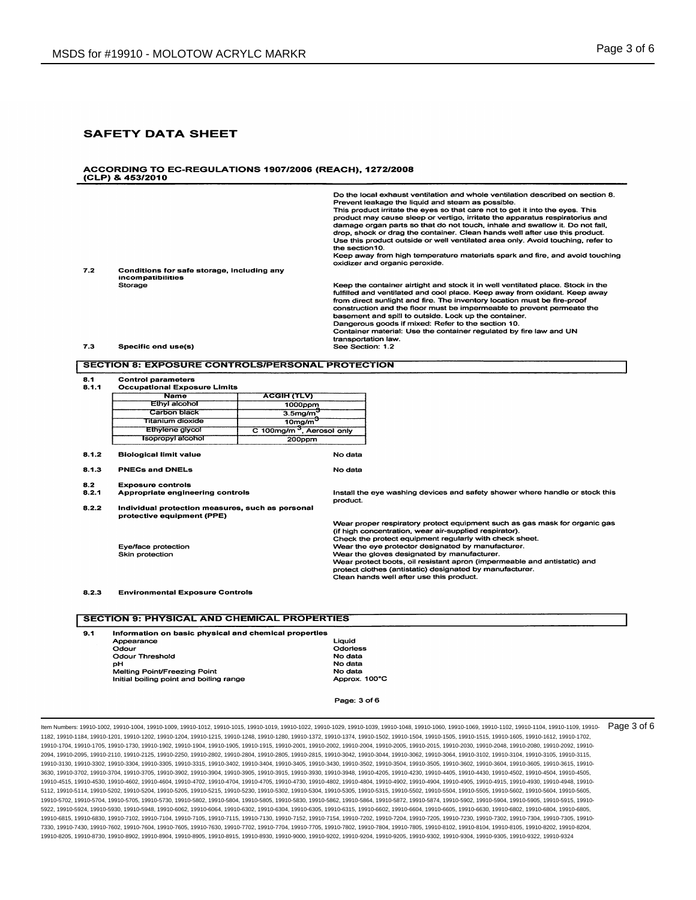# SAFETY DATA SHEET

**ACCORDING TO EC-REGULATIONS 1907/2006 (REACH), 1272/2008 (CLP) & 453/2010**

Do the local exhaust ventilation and whole ventilation described on section 8. Prevent leakage the liquid and steam as possible.
This product irritate the eyes so that care not to get it into the eyes. This product may cause sleep or vertigo, irritate the apparatus respiratorius and damage organ parts so that do not touch, inhale and swallow it. Do not fall, drop, shock or drag the container. Clean hands well after use this product. Use this product outside or well ventilated area only. Avoid touching, refer to the section10.
Keep away from high temperature materials spark and fire, and avoid touching oxidizer and organic peroxide.

**7.2 Conditions for safe storage, including any incompatibilities**

Storage

Keep the container airtight and stock it in well ventilated place. Stock in the fulfilled and ventilated and cool place. Keep away from oxidant. Keep away from direct sunlight and fire. The inventory location must be fire-proof construction and the floor must be impermeable to prevent permeate the basement and spill to outside. Lock up the container.
Dangerous goods if mixed: Refer to the section 10.
Container material: Use the container regulated by fire law and UN transportation law.

**7.3 Specific end use(s)** — See Section: 1.2

## SECTION 8: EXPOSURE CONTROLS/PERSONAL PROTECTION

**8.1 Control parameters**

**8.1.1 Occupational Exposure Limits**

| Name | ACGIH (TLV) |
|---|---|
| Ethyl alcohol | 1000ppm |
| Carbon black | 3.5mg/m$^3$ |
| Titanium dioxide | 10mg/m$^3$ |
| Ethylene glycol | C 100mg/m$^3$, Aerosol only |
| Isopropyl alcohol | 200ppm |

**8.1.2 Biological limit value** — No data

**8.1.3 PNECs and DNELs** — No data

**8.2 Exposure controls**

**8.2.1 Appropriate engineering controls** — Install the eye washing devices and safety shower where handle or stock this product.

**8.2.2 Individual protection measures, such as personal protective equipment (PPE)**

Wear proper respiratory protect equipment such as gas mask for organic gas (if high concentration, wear air-supplied respirator).
Check the protect equipment regularly with check sheet.

Eye/face protection — Wear the eye protector designated by manufacturer.

Skin protection — Wear the gloves designated by manufacturer.
Wear protect boots, oil resistant apron (impermeable and antistatic) and protect clothes (antistatic) designated by manufacturer.
Clean hands well after use this product.

**8.2.3 Environmental Exposure Controls**

## SECTION 9: PHYSICAL AND CHEMICAL PROPERTIES

**9.1 Information on basic physical and chemical properties**

| | |
|---|---|
| Appearance | Liquid |
| Odour | Odorless |
| Odour Threshold | No data |
| pH | No data |
| Melting Point/Freezing Point | No data |
| Initial boiling point and boiling range | Approx. 100°C |

Item Numbers: 19910-1002, 19910-1004, 19910-1009, 19910-1012, 19910-1015, 19910-1019, 19910-1022, 19910-1029, 19910-1039, 19910-1048, 19910-1060, 19910-1069, 19910-1102, 19910-1104, 19910-1109, 19910-1182, 19910-1184, 19910-1201, 19910-1202, 19910-1204, 19910-1215, 19910-1248, 19910-1280, 19910-1372, 19910-1374, 19910-1502, 19910-1504, 19910-1505, 19910-1515, 19910-1605, 19910-1612, 19910-1702, 19910-1704, 19910-1705, 19910-1730, 19910-1902, 19910-1904, 19910-1905, 19910-1915, 19910-2001, 19910-2002, 19910-2004, 19910-2005, 19910-2015, 19910-2030, 19910-2048, 19910-2080, 19910-2092, 19910-2094, 19910-2095, 19910-2110, 19910-2125, 19910-2250, 19910-2802, 19910-2804, 19910-2805, 19910-2815, 19910-3042, 19910-3044, 19910-3062, 19910-3064, 19910-3102, 19910-3104, 19910-3105, 19910-3115, 19910-3130, 19910-3302, 19910-3304, 19910-3305, 19910-3315, 19910-3402, 19910-3404, 19910-3405, 19910-3430, 19910-3502, 19910-3504, 19910-3505, 19910-3602, 19910-3604, 19910-3605, 19910-3615, 19910-3630, 19910-3702, 19910-3704, 19910-3705, 19910-3902, 19910-3904, 19910-3905, 19910-3915, 19910-3930, 19910-3948, 19910-4205, 19910-4230, 19910-4405, 19910-4430, 19910-4502, 19910-4504, 19910-4505, 19910-4515, 19910-4530, 19910-4602, 19910-4604, 19910-4702, 19910-4704, 19910-4705, 19910-4730, 19910-4802, 19910-4804, 19910-4902, 19910-4904, 19910-4905, 19910-4915, 19910-4930, 19910-4948, 19910-5112, 19910-5114, 19910-5202, 19910-5204, 19910-5205, 19910-5215, 19910-5230, 19910-5302, 19910-5304, 19910-5305, 19910-5315, 19910-5502, 19910-5504, 19910-5505, 19910-5602, 19910-5604, 19910-5605, 19910-5702, 19910-5704, 19910-5705, 19910-5730, 19910-5802, 19910-5804, 19910-5805, 19910-5830, 19910-5862, 19910-5864, 19910-5872, 19910-5874, 19910-5902, 19910-5904, 19910-5905, 19910-5915, 19910-5922, 19910-5924, 19910-5930, 19910-5948, 19910-6062, 19910-6064, 19910-6302, 19910-6304, 19910-6305, 19910-6315, 19910-6602, 19910-6604, 19910-6605, 19910-6630, 19910-6802, 19910-6804, 19910-6805, 19910-6815, 19910-6830, 19910-7102, 19910-7104, 19910-7105, 19910-7115, 19910-7130, 19910-7152, 19910-7154, 19910-7202, 19910-7204, 19910-7205, 19910-7230, 19910-7302, 19910-7304, 19910-7305, 19910-7330, 19910-7430, 19910-7602, 19910-7604, 19910-7605, 19910-7630, 19910-7702, 19910-7704, 19910-7705, 19910-7802, 19910-7804, 19910-7805, 19910-8102, 19910-8104, 19910-8105, 19910-8202, 19910-8204, 19910-8205, 19910-8730, 19910-8902, 19910-8904, 19910-8905, 19910-8915, 19910-8930, 19910-9000, 19910-9202, 19910-9204, 19910-9205, 19910-9302, 19910-9304, 19910-9305, 19910-9322, 19910-9324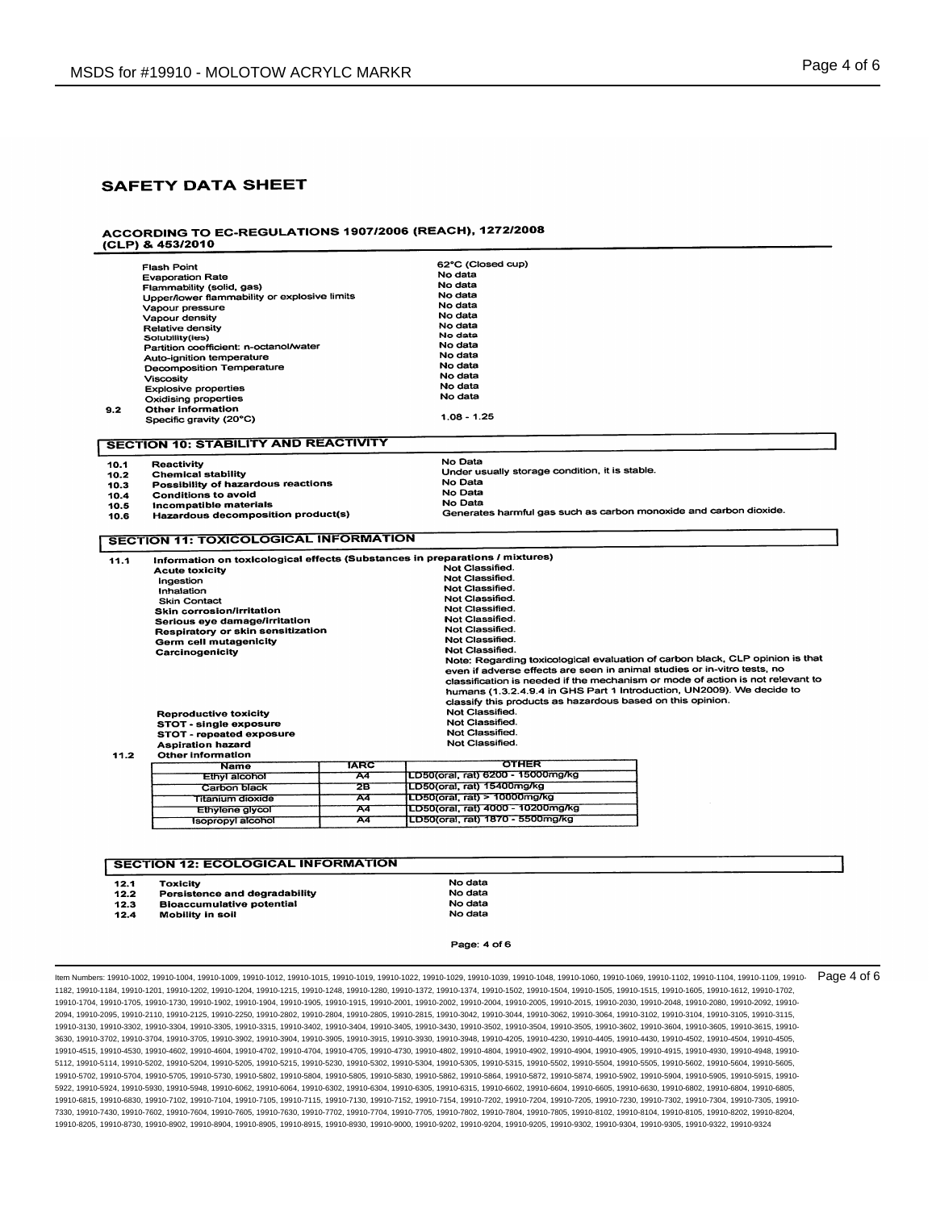## SAFETY DATA SHEET

### ACCORDING TO EC-REGULATIONS 1907/2006 (REACH), 1272/2008 (CLP) & 453/2010

| | | |
|---|---|---|
| | Flash Point | 62°C (Closed cup) |
| | Evaporation Rate | No data |
| | Flammability (solid, gas) | No data |
| | Upper/lower flammability or explosive limits | No data |
| | Vapour pressure | No data |
| | Vapour density | No data |
| | Relative density | No data |
| | Solubility(ies) | No data |
| | Partition coefficient: n-octanol/water | No data |
| | Auto-ignition temperature | No data |
| | Decomposition Temperature | No data |
| | Viscosity | No data |
| | Explosive properties | No data |
| | Oxidising properties | No data |
| 9.2 | **Other information** | |
| | Specific gravity (20°C) | 1.08 - 1.25 |

## SECTION 10: STABILITY AND REACTIVITY

| | | |
|---|---|---|
| 10.1 | **Reactivity** | No Data |
| 10.2 | **Chemical stability** | Under usually storage condition, it is stable. |
| 10.3 | **Possibility of hazardous reactions** | No Data |
| 10.4 | **Conditions to avoid** | No Data |
| 10.5 | **Incompatible materials** | No Data |
| 10.6 | **Hazardous decomposition product(s)** | Generates harmful gas such as carbon monoxide and carbon dioxide. |

## SECTION 11: TOXICOLOGICAL INFORMATION

**11.1 Information on toxicological effects (Substances in preparations / mixtures)**

| | |
|---|---|
| **Acute toxicity** | Not Classified. |
| Ingestion | Not Classified. |
| Inhalation | Not Classified. |
| Skin Contact | Not Classified. |
| **Skin corrosion/irritation** | Not Classified. |
| **Serious eye damage/irritation** | Not Classified. |
| **Respiratory or skin sensitization** | Not Classified. |
| **Germ cell mutagenicity** | Not Classified. |
| **Carcinogenicity** | Not Classified. Note: Regarding toxicological evaluation of carbon black, CLP opinion is that even if adverse effects are seen in animal studies or in-vitro tests, no classification is needed if the mechanism or mode of action is not relevant to humans (1.3.2.4.9.4 in GHS Part 1 Introduction, UN2009). We decide to classify this products as hazardous based on this opinion. |
| **Reproductive toxicity** | Not Classified. |
| **STOT - single exposure** | Not Classified. |
| **STOT - repeated exposure** | Not Classified. |
| **Aspiration hazard** | Not Classified. |

**11.2 Other information**

| Name | IARC | OTHER |
|---|---|---|
| Ethyl alcohol | A4 | LD50(oral, rat) 6200 - 15000mg/kg |
| Carbon black | 2B | LD50(oral, rat) 15400mg/kg |
| Titanium dioxide | A4 | LD50(oral, rat) > 10000mg/kg |
| Ethylene glycol | A4 | LD50(oral, rat) 4000 - 10200mg/kg |
| Isopropyl alcohol | A4 | LD50(oral, rat) 1870 - 5500mg/kg |

## SECTION 12: ECOLOGICAL INFORMATION

| | | |
|---|---|---|
| 12.1 | **Toxicity** | No data |
| 12.2 | **Persistence and degradability** | No data |
| 12.3 | **Bioaccumulative potential** | No data |
| 12.4 | **Mobility in soil** | No data |

Item Numbers: 19910-1002, 19910-1004, 19910-1009, 19910-1012, 19910-1015, 19910-1019, 19910-1022, 19910-1029, 19910-1039, 19910-1048, 19910-1060, 19910-1069, 19910-1102, 19910-1104, 19910-1109, 19910-1182, 19910-1184, 19910-1201, 19910-1202, 19910-1204, 19910-1215, 19910-1248, 19910-1280, 19910-1372, 19910-1374, 19910-1502, 19910-1504, 19910-1505, 19910-1515, 19910-1605, 19910-1612, 19910-1702, 19910-1704, 19910-1705, 19910-1730, 19910-1902, 19910-1904, 19910-1905, 19910-1915, 19910-2001, 19910-2002, 19910-2004, 19910-2005, 19910-2015, 19910-2030, 19910-2048, 19910-2080, 19910-2092, 19910-2094, 19910-2095, 19910-2110, 19910-2125, 19910-2250, 19910-2802, 19910-2804, 19910-2805, 19910-2815, 19910-3042, 19910-3044, 19910-3062, 19910-3064, 19910-3102, 19910-3104, 19910-3105, 19910-3115, 19910-3130, 19910-3302, 19910-3304, 19910-3305, 19910-3315, 19910-3402, 19910-3404, 19910-3405, 19910-3430, 19910-3502, 19910-3504, 19910-3505, 19910-3602, 19910-3604, 19910-3605, 19910-3615, 19910-3630, 19910-3702, 19910-3704, 19910-3705, 19910-3902, 19910-3904, 19910-3905, 19910-3915, 19910-3930, 19910-3948, 19910-4205, 19910-4230, 19910-4405, 19910-4430, 19910-4502, 19910-4504, 19910-4505, 19910-4515, 19910-4530, 19910-4602, 19910-4604, 19910-4702, 19910-4704, 19910-4705, 19910-4730, 19910-4802, 19910-4804, 19910-4902, 19910-4904, 19910-4905, 19910-4915, 19910-4930, 19910-4948, 19910-5112, 19910-5114, 19910-5202, 19910-5204, 19910-5205, 19910-5215, 19910-5230, 19910-5302, 19910-5304, 19910-5305, 19910-5315, 19910-5502, 19910-5504, 19910-5505, 19910-5602, 19910-5604, 19910-5605, 19910-5702, 19910-5704, 19910-5705, 19910-5730, 19910-5802, 19910-5804, 19910-5805, 19910-5830, 19910-5862, 19910-5864, 19910-5872, 19910-5874, 19910-5902, 19910-5904, 19910-5905, 19910-5915, 19910-5922, 19910-5924, 19910-5930, 19910-5948, 19910-6062, 19910-6064, 19910-6302, 19910-6304, 19910-6305, 19910-6315, 19910-6602, 19910-6604, 19910-6605, 19910-6630, 19910-6802, 19910-6804, 19910-6805, 19910-6815, 19910-6830, 19910-7102, 19910-7104, 19910-7105, 19910-7115, 19910-7130, 19910-7152, 19910-7154, 19910-7202, 19910-7204, 19910-7205, 19910-7230, 19910-7302, 19910-7304, 19910-7305, 19910-7330, 19910-7430, 19910-7602, 19910-7604, 19910-7605, 19910-7630, 19910-7702, 19910-7704, 19910-7705, 19910-7802, 19910-7804, 19910-7805, 19910-8102, 19910-8104, 19910-8105, 19910-8202, 19910-8204, 19910-8205, 19910-8730, 19910-8902, 19910-8904, 19910-8905, 19910-8915, 19910-8930, 19910-9000, 19910-9202, 19910-9204, 19910-9205, 19910-9302, 19910-9304, 19910-9305, 19910-9322, 19910-9324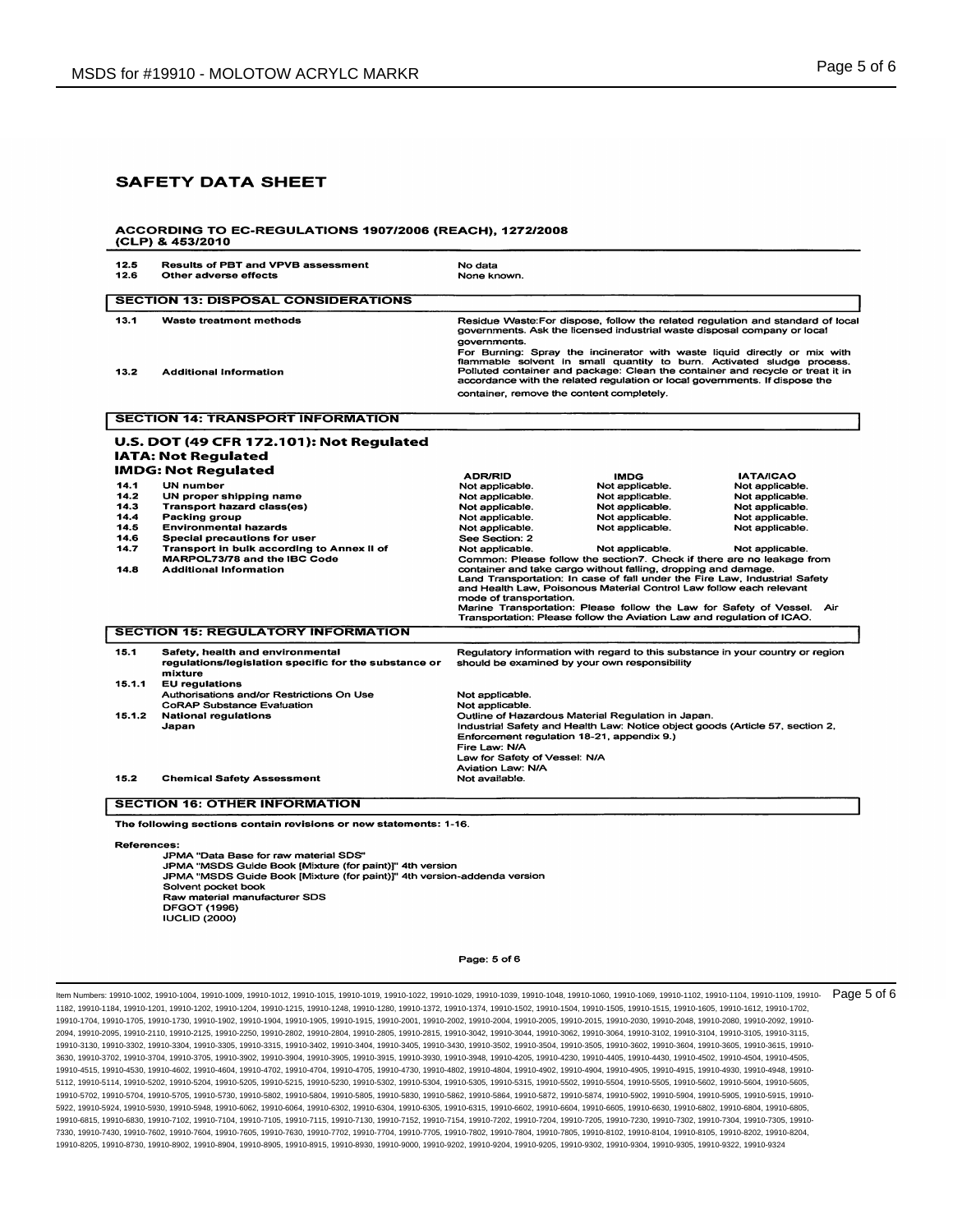# SAFETY DATA SHEET

**ACCORDING TO EC-REGULATIONS 1907/2006 (REACH), 1272/2008 (CLP) & 453/2010**

| | | |
|---|---|---|
| **12.5** | **Results of PBT and VPVB assessment** | No data |
| **12.6** | **Other adverse effects** | None known. |

## SECTION 13: DISPOSAL CONSIDERATIONS

| | | |
|---|---|---|
| **13.1** | **Waste treatment methods** | Residue Waste:For dispose, follow the related regulation and standard of local governments. Ask the licensed industrial waste disposal company or local governments. For Burning: Spray the incinerator with waste liquid directly or mix with flammable solvent in small quantity to burn. Activated sludge process. |
| **13.2** | **Additional Information** | Polluted container and package: Clean the container and recycle or treat it in accordance with the related regulation or local governments. If dispose the container, remove the content completely. |

## SECTION 14: TRANSPORT INFORMATION

**U.S. DOT (49 CFR 172.101): Not Regulated**
**IATA: Not Regulated**
**IMDG: Not Regulated**

| | | ADR/RID | IMDG | IATA/ICAO |
|---|---|---|---|---|
| **14.1** | **UN number** | Not applicable. | Not applicable. | Not applicable. |
| **14.2** | **UN proper shipping name** | Not applicable. | Not applicable. | Not applicable. |
| **14.3** | **Transport hazard class(es)** | Not applicable. | Not applicable. | Not applicable. |
| **14.4** | **Packing group** | Not applicable. | Not applicable. | Not applicable. |
| **14.5** | **Environmental hazards** | Not applicable. | Not applicable. | Not applicable. |
| **14.6** | **Special precautions for user** | See Section: 2 | | |
| **14.7** | **Transport in bulk according to Annex II of MARPOL73/78 and the IBC Code** | Not applicable. | Not applicable. | Not applicable. |

| | | |
|---|---|---|
| **14.8** | **Additional Information** | Common: Please follow the section7. Check if there are no leakage from container and take cargo without falling, dropping and damage. Land Transportation: In case of fall under the Fire Law, Industrial Safety and Health Law, Poisonous Material Control Law follow each relevant mode of transportation. Marine Transportation: Please follow the Law for Safety of Vessel. Air Transportation: Please follow the Aviation Law and regulation of ICAO. |

## SECTION 15: REGULATORY INFORMATION

| | | |
|---|---|---|
| **15.1** | **Safety, health and environmental regulations/legislation specific for the substance or mixture** | Regulatory information with regard to this substance in your country or region should be examined by your own responsibility |
| **15.1.1** | **EU regulations** | |
| | Authorisations and/or Restrictions On Use | Not applicable. |
| | CoRAP Substance Evaluation | Not applicable. |
| **15.1.2** | **National regulations** | Outline of Hazardous Material Regulation in Japan. |
| | **Japan** | Industrial Safety and Health Law: Notice object goods (Article 57, section 2, Enforcement regulation 18-21, appendix 9.) Fire Law: N/A Law for Safety of Vessel: N/A Aviation Law: N/A |
| **15.2** | **Chemical Safety Assessment** | Not available. |

## SECTION 16: OTHER INFORMATION

**The following sections contain revisions or new statements: 1-16.**

**References:**

JPMA "Data Base for raw material SDS"
JPMA "MSDS Guide Book [Mixture (for paint)]" 4th version
JPMA "MSDS Guide Book [Mixture (for paint)]" 4th version-addenda version
Solvent pocket book
Raw material manufacturer SDS
DFGOT (1996)
IUCLID (2000)

Item Numbers: 19910-1002, 19910-1004, 19910-1009, 19910-1012, 19910-1015, 19910-1019, 19910-1022, 19910-1029, 19910-1039, 19910-1048, 19910-1060, 19910-1069, 19910-1102, 19910-1104, 19910-1109, 19910-1182, 19910-1184, 19910-1201, 19910-1202, 19910-1204, 19910-1215, 19910-1248, 19910-1280, 19910-1372, 19910-1374, 19910-1502, 19910-1504, 19910-1505, 19910-1515, 19910-1605, 19910-1612, 19910-1702, 19910-1704, 19910-1705, 19910-1730, 19910-1902, 19910-1904, 19910-1905, 19910-1915, 19910-2001, 19910-2002, 19910-2004, 19910-2005, 19910-2015, 19910-2030, 19910-2048, 19910-2080, 19910-2092, 19910-2094, 19910-2095, 19910-2110, 19910-2125, 19910-2250, 19910-2802, 19910-2804, 19910-2805, 19910-2815, 19910-3042, 19910-3044, 19910-3062, 19910-3064, 19910-3102, 19910-3104, 19910-3105, 19910-3115, 19910-3130, 19910-3302, 19910-3304, 19910-3305, 19910-3315, 19910-3402, 19910-3404, 19910-3405, 19910-3430, 19910-3502, 19910-3504, 19910-3505, 19910-3602, 19910-3604, 19910-3605, 19910-3615, 19910-3630, 19910-3702, 19910-3704, 19910-3705, 19910-3902, 19910-3904, 19910-3905, 19910-3915, 19910-3930, 19910-3948, 19910-4205, 19910-4230, 19910-4405, 19910-4430, 19910-4502, 19910-4504, 19910-4505, 19910-4515, 19910-4530, 19910-4602, 19910-4604, 19910-4702, 19910-4704, 19910-4705, 19910-4730, 19910-4802, 19910-4804, 19910-4902, 19910-4904, 19910-4905, 19910-4915, 19910-4930, 19910-4948, 19910-5112, 19910-5114, 19910-5202, 19910-5204, 19910-5205, 19910-5215, 19910-5230, 19910-5302, 19910-5304, 19910-5305, 19910-5315, 19910-5502, 19910-5504, 19910-5505, 19910-5602, 19910-5604, 19910-5605, 19910-5702, 19910-5704, 19910-5705, 19910-5730, 19910-5802, 19910-5804, 19910-5805, 19910-5830, 19910-5862, 19910-5864, 19910-5872, 19910-5874, 19910-5902, 19910-5904, 19910-5905, 19910-5915, 19910-5922, 19910-5924, 19910-5930, 19910-5948, 19910-6062, 19910-6064, 19910-6302, 19910-6304, 19910-6305, 19910-6315, 19910-6602, 19910-6604, 19910-6605, 19910-6630, 19910-6802, 19910-6804, 19910-6805, 19910-6815, 19910-6830, 19910-7102, 19910-7104, 19910-7105, 19910-7115, 19910-7130, 19910-7152, 19910-7154, 19910-7202, 19910-7204, 19910-7205, 19910-7230, 19910-7302, 19910-7304, 19910-7305, 19910-7330, 19910-7430, 19910-7602, 19910-7604, 19910-7605, 19910-7630, 19910-7702, 19910-7704, 19910-7705, 19910-7802, 19910-7804, 19910-7805, 19910-8102, 19910-8104, 19910-8105, 19910-8202, 19910-8204, 19910-8205, 19910-8730, 19910-8902, 19910-8904, 19910-8905, 19910-8915, 19910-8930, 19910-9000, 19910-9202, 19910-9204, 19910-9205, 19910-9302, 19910-9304, 19910-9305, 19910-9322, 19910-9324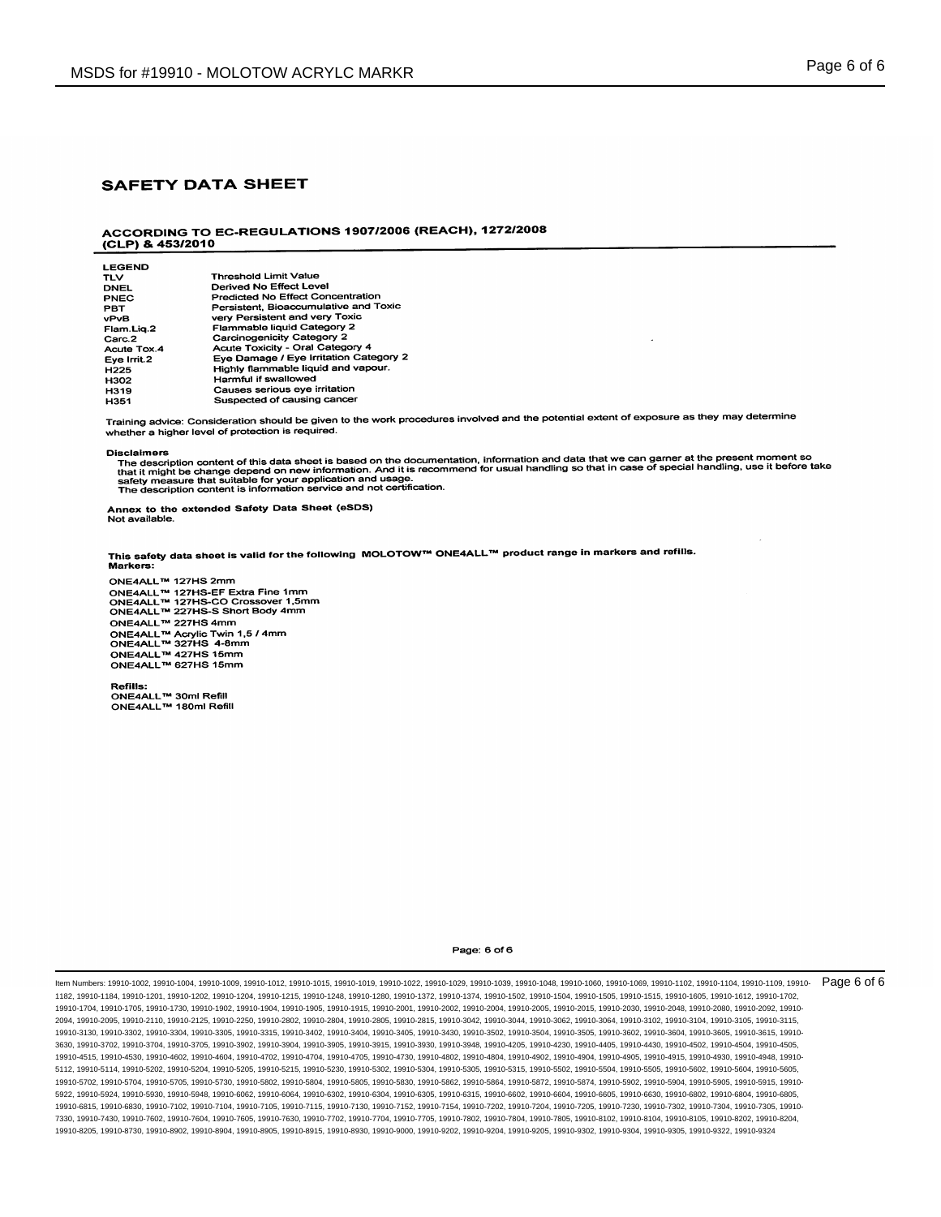# SAFETY DATA SHEET

## ACCORDING TO EC-REGULATIONS 1907/2006 (REACH), 1272/2008 (CLP) & 453/2010

**LEGEND**

| | |
|---|---|
| TLV | Threshold Limit Value |
| DNEL | Derived No Effect Level |
| PNEC | Predicted No Effect Concentration |
| PBT | Persistent, Bioaccumulative and Toxic |
| vPvB | very Persistent and very Toxic |
| Flam.Liq.2 | Flammable liquid Category 2 |
| Carc.2 | Carcinogenicity Category 2 |
| Acute Tox.4 | Acute Toxicity - Oral Category 4 |
| Eye Irrit.2 | Eye Damage / Eye Irritation Category 2 |
| H225 | Highly flammable liquid and vapour. |
| H302 | Harmful if swallowed |
| H319 | Causes serious eye irritation |
| H351 | Suspected of causing cancer |

Training advice: Consideration should be given to the work procedures involved and the potential extent of exposure as they may determine whether a higher level of protection is required.

**Disclaimers**

The description content of this data sheet is based on the documentation, information and data that we can garner at the present moment so that it might be change depend on new information. And it is recommend for usual handling so that in case of special handling, use it before take safety measure that suitable for your application and usage.
The description content is information service and not certification.

**Annex to the extended Safety Data Sheet (eSDS)**
Not available.

**This safety data sheet is valid for the following MOLOTOW™ ONE4ALL™ product range in markers and refills.**

**Markers:**

ONE4ALL™ 127HS 2mm
ONE4ALL™ 127HS-EF Extra Fine 1mm
ONE4ALL™ 127HS-CO Crossover 1,5mm
ONE4ALL™ 227HS-S Short Body 4mm
ONE4ALL™ 227HS 4mm
ONE4ALL™ Acrylic Twin 1,5 / 4mm
ONE4ALL™ 327HS 4-8mm
ONE4ALL™ 427HS 15mm
ONE4ALL™ 627HS 15mm

**Refills:**

ONE4ALL™ 30ml Refill
ONE4ALL™ 180ml Refill